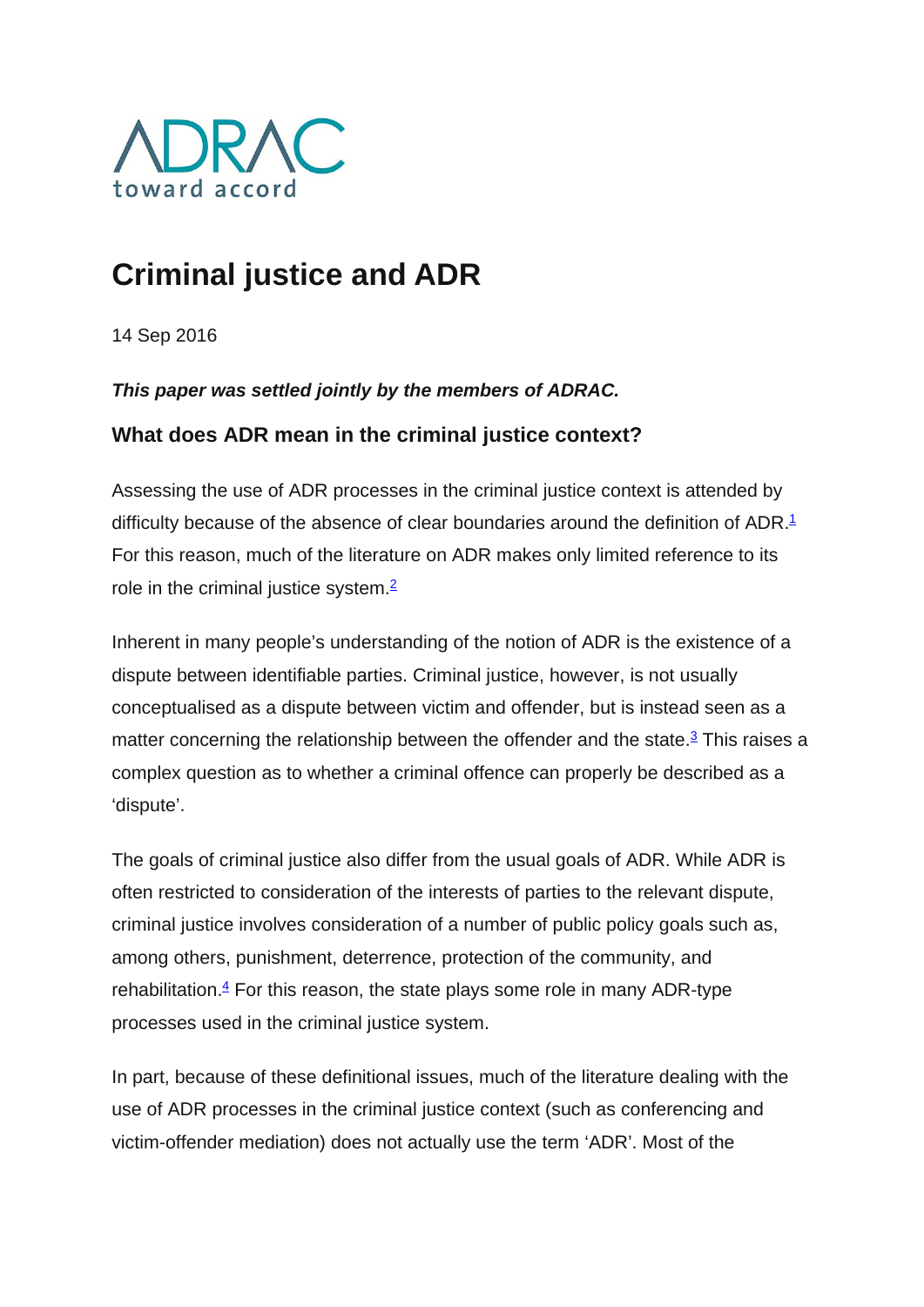ADRAC
toward accord

# Criminal justice and ADR

14 Sep 2016

***This paper was settled jointly by the members of ADRAC.***

### What does ADR mean in the criminal justice context?

Assessing the use of ADR processes in the criminal justice context is attended by difficulty because of the absence of clear boundaries around the definition of ADR.[1] For this reason, much of the literature on ADR makes only limited reference to its role in the criminal justice system.[2]

Inherent in many people's understanding of the notion of ADR is the existence of a dispute between identifiable parties. Criminal justice, however, is not usually conceptualised as a dispute between victim and offender, but is instead seen as a matter concerning the relationship between the offender and the state.[3] This raises a complex question as to whether a criminal offence can properly be described as a 'dispute'.

The goals of criminal justice also differ from the usual goals of ADR. While ADR is often restricted to consideration of the interests of parties to the relevant dispute, criminal justice involves consideration of a number of public policy goals such as, among others, punishment, deterrence, protection of the community, and rehabilitation.[4] For this reason, the state plays some role in many ADR-type processes used in the criminal justice system.

In part, because of these definitional issues, much of the literature dealing with the use of ADR processes in the criminal justice context (such as conferencing and victim-offender mediation) does not actually use the term 'ADR'. Most of the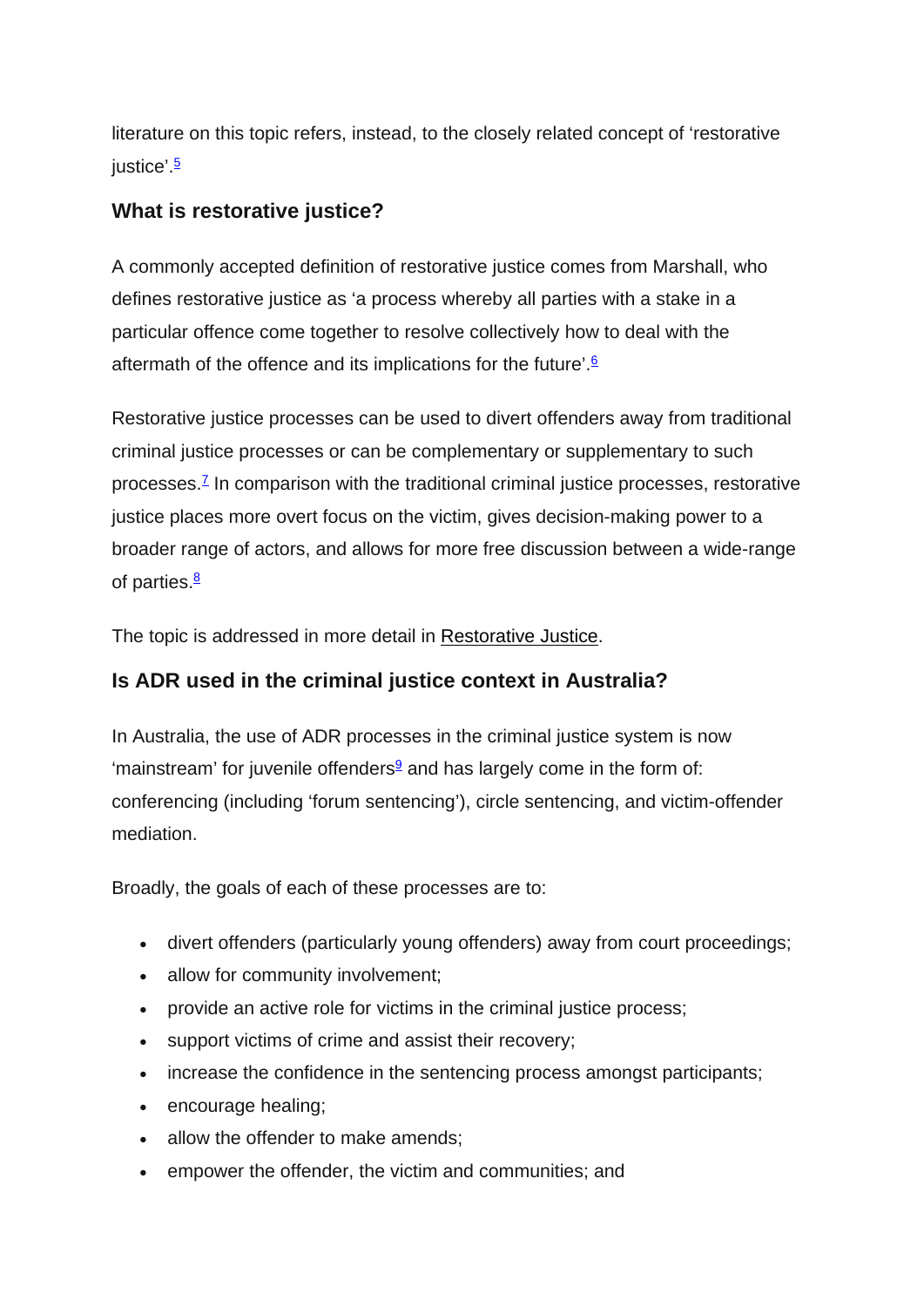literature on this topic refers, instead, to the closely related concept of 'restorative justice'.[5]

## What is restorative justice?

A commonly accepted definition of restorative justice comes from Marshall, who defines restorative justice as 'a process whereby all parties with a stake in a particular offence come together to resolve collectively how to deal with the aftermath of the offence and its implications for the future'.[6]

Restorative justice processes can be used to divert offenders away from traditional criminal justice processes or can be complementary or supplementary to such processes.[7] In comparison with the traditional criminal justice processes, restorative justice places more overt focus on the victim, gives decision-making power to a broader range of actors, and allows for more free discussion between a wide-range of parties.[8]

The topic is addressed in more detail in Restorative Justice.

## Is ADR used in the criminal justice context in Australia?

In Australia, the use of ADR processes in the criminal justice system is now 'mainstream' for juvenile offenders[9] and has largely come in the form of: conferencing (including 'forum sentencing'), circle sentencing, and victim-offender mediation.

Broadly, the goals of each of these processes are to:

- divert offenders (particularly young offenders) away from court proceedings;
- allow for community involvement;
- provide an active role for victims in the criminal justice process;
- support victims of crime and assist their recovery;
- increase the confidence in the sentencing process amongst participants;
- encourage healing;
- allow the offender to make amends;
- empower the offender, the victim and communities; and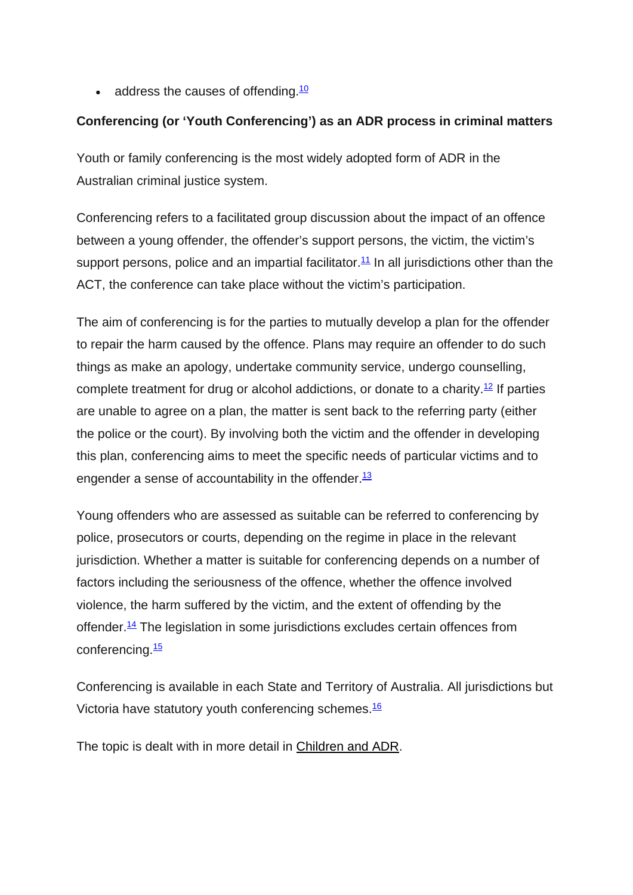- address the causes of offending.[10]

**Conferencing (or 'Youth Conferencing') as an ADR process in criminal matters**

Youth or family conferencing is the most widely adopted form of ADR in the Australian criminal justice system.

Conferencing refers to a facilitated group discussion about the impact of an offence between a young offender, the offender's support persons, the victim, the victim's support persons, police and an impartial facilitator.[11] In all jurisdictions other than the ACT, the conference can take place without the victim's participation.

The aim of conferencing is for the parties to mutually develop a plan for the offender to repair the harm caused by the offence. Plans may require an offender to do such things as make an apology, undertake community service, undergo counselling, complete treatment for drug or alcohol addictions, or donate to a charity.[12] If parties are unable to agree on a plan, the matter is sent back to the referring party (either the police or the court). By involving both the victim and the offender in developing this plan, conferencing aims to meet the specific needs of particular victims and to engender a sense of accountability in the offender.[13]

Young offenders who are assessed as suitable can be referred to conferencing by police, prosecutors or courts, depending on the regime in place in the relevant jurisdiction. Whether a matter is suitable for conferencing depends on a number of factors including the seriousness of the offence, whether the offence involved violence, the harm suffered by the victim, and the extent of offending by the offender.[14] The legislation in some jurisdictions excludes certain offences from conferencing.[15]

Conferencing is available in each State and Territory of Australia. All jurisdictions but Victoria have statutory youth conferencing schemes.[16]

The topic is dealt with in more detail in Children and ADR.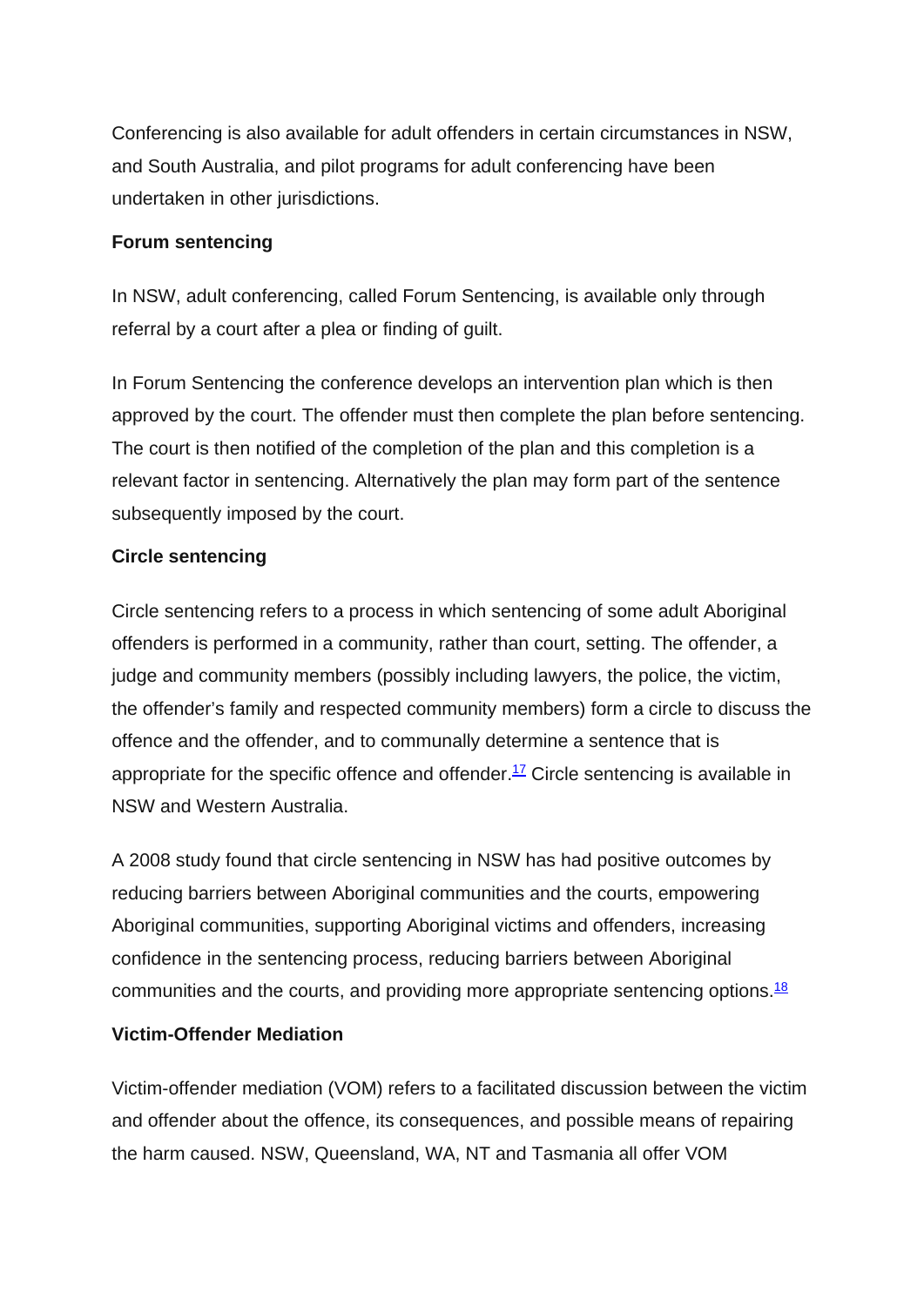Conferencing is also available for adult offenders in certain circumstances in NSW, and South Australia, and pilot programs for adult conferencing have been undertaken in other jurisdictions.

**Forum sentencing**

In NSW, adult conferencing, called Forum Sentencing, is available only through referral by a court after a plea or finding of guilt.

In Forum Sentencing the conference develops an intervention plan which is then approved by the court. The offender must then complete the plan before sentencing. The court is then notified of the completion of the plan and this completion is a relevant factor in sentencing. Alternatively the plan may form part of the sentence subsequently imposed by the court.

**Circle sentencing**

Circle sentencing refers to a process in which sentencing of some adult Aboriginal offenders is performed in a community, rather than court, setting. The offender, a judge and community members (possibly including lawyers, the police, the victim, the offender's family and respected community members) form a circle to discuss the offence and the offender, and to communally determine a sentence that is appropriate for the specific offence and offender.[17] Circle sentencing is available in NSW and Western Australia.

A 2008 study found that circle sentencing in NSW has had positive outcomes by reducing barriers between Aboriginal communities and the courts, empowering Aboriginal communities, supporting Aboriginal victims and offenders, increasing confidence in the sentencing process, reducing barriers between Aboriginal communities and the courts, and providing more appropriate sentencing options.[18]

**Victim-Offender Mediation**

Victim-offender mediation (VOM) refers to a facilitated discussion between the victim and offender about the offence, its consequences, and possible means of repairing the harm caused. NSW, Queensland, WA, NT and Tasmania all offer VOM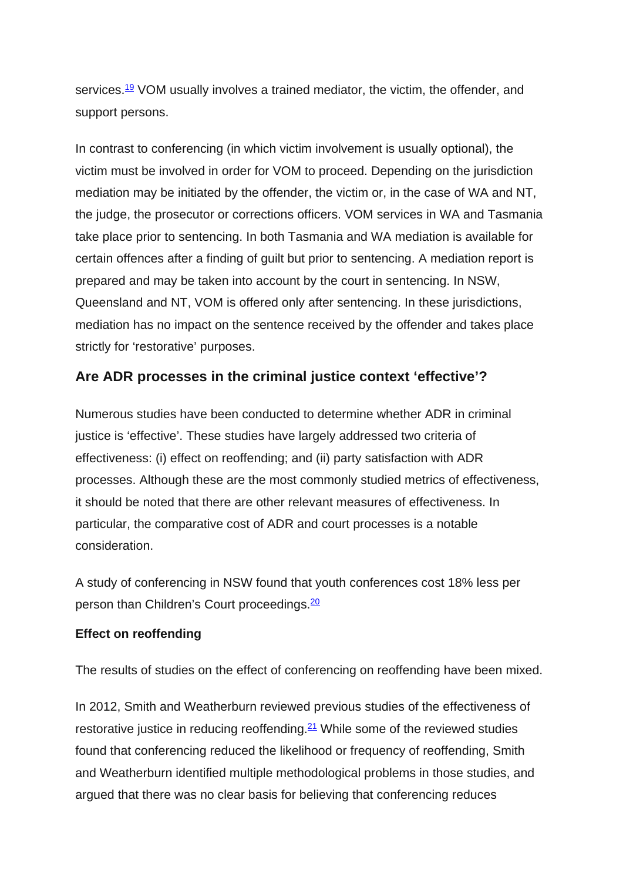services.[19] VOM usually involves a trained mediator, the victim, the offender, and support persons.

In contrast to conferencing (in which victim involvement is usually optional), the victim must be involved in order for VOM to proceed. Depending on the jurisdiction mediation may be initiated by the offender, the victim or, in the case of WA and NT, the judge, the prosecutor or corrections officers. VOM services in WA and Tasmania take place prior to sentencing. In both Tasmania and WA mediation is available for certain offences after a finding of guilt but prior to sentencing. A mediation report is prepared and may be taken into account by the court in sentencing. In NSW, Queensland and NT, VOM is offered only after sentencing. In these jurisdictions, mediation has no impact on the sentence received by the offender and takes place strictly for 'restorative' purposes.

## Are ADR processes in the criminal justice context 'effective'?

Numerous studies have been conducted to determine whether ADR in criminal justice is 'effective'. These studies have largely addressed two criteria of effectiveness: (i) effect on reoffending; and (ii) party satisfaction with ADR processes. Although these are the most commonly studied metrics of effectiveness, it should be noted that there are other relevant measures of effectiveness. In particular, the comparative cost of ADR and court processes is a notable consideration.

A study of conferencing in NSW found that youth conferences cost 18% less per person than Children's Court proceedings.[20]

### Effect on reoffending

The results of studies on the effect of conferencing on reoffending have been mixed.

In 2012, Smith and Weatherburn reviewed previous studies of the effectiveness of restorative justice in reducing reoffending.[21] While some of the reviewed studies found that conferencing reduced the likelihood or frequency of reoffending, Smith and Weatherburn identified multiple methodological problems in those studies, and argued that there was no clear basis for believing that conferencing reduces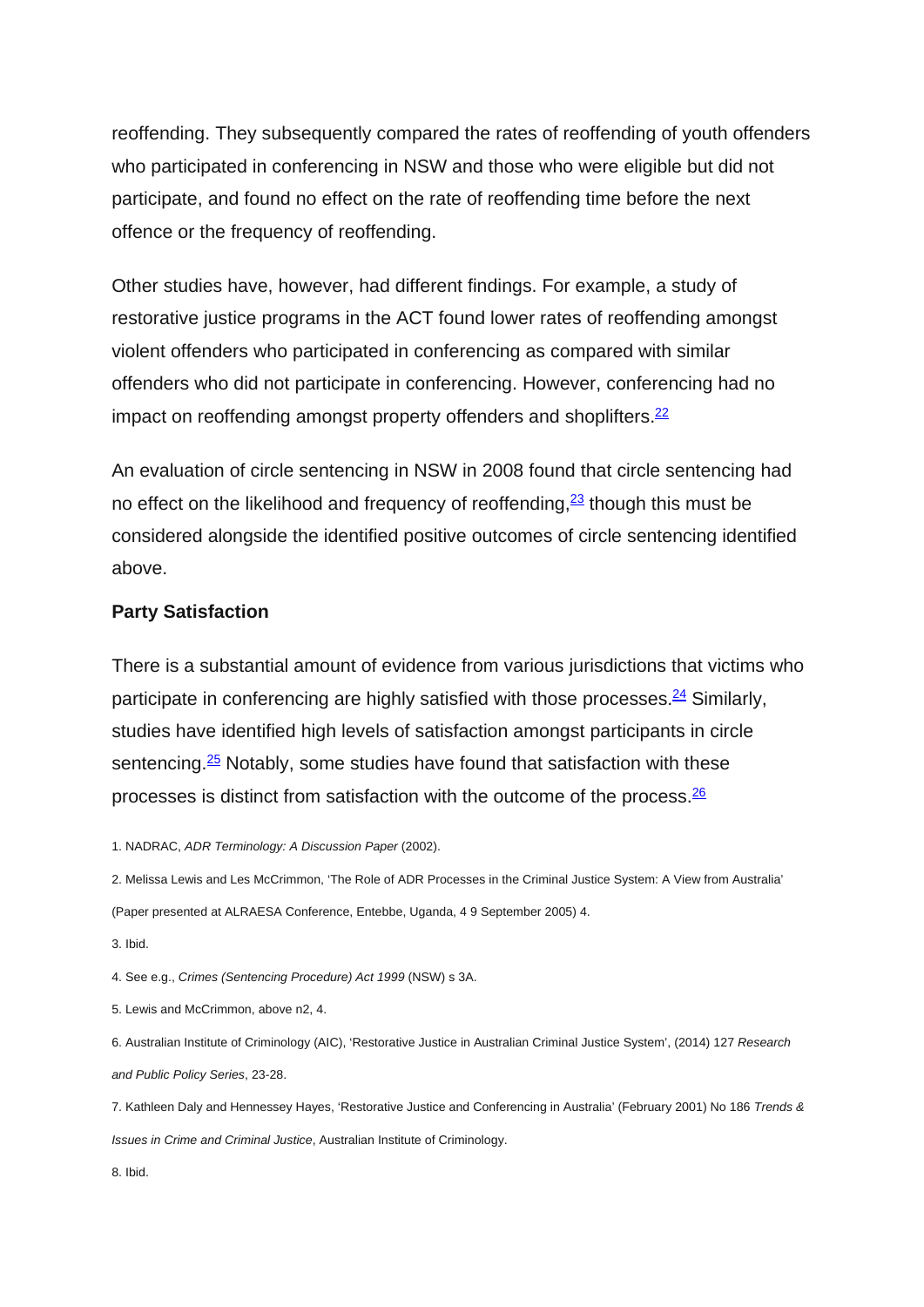reoffending. They subsequently compared the rates of reoffending of youth offenders who participated in conferencing in NSW and those who were eligible but did not participate, and found no effect on the rate of reoffending time before the next offence or the frequency of reoffending.

Other studies have, however, had different findings. For example, a study of restorative justice programs in the ACT found lower rates of reoffending amongst violent offenders who participated in conferencing as compared with similar offenders who did not participate in conferencing. However, conferencing had no impact on reoffending amongst property offenders and shoplifters.[22]

An evaluation of circle sentencing in NSW in 2008 found that circle sentencing had no effect on the likelihood and frequency of reoffending,[23] though this must be considered alongside the identified positive outcomes of circle sentencing identified above.

**Party Satisfaction**

There is a substantial amount of evidence from various jurisdictions that victims who participate in conferencing are highly satisfied with those processes.[24] Similarly, studies have identified high levels of satisfaction amongst participants in circle sentencing.[25] Notably, some studies have found that satisfaction with these processes is distinct from satisfaction with the outcome of the process.[26]

1. NADRAC, *ADR Terminology: A Discussion Paper* (2002).

2. Melissa Lewis and Les McCrimmon, 'The Role of ADR Processes in the Criminal Justice System: A View from Australia' (Paper presented at ALRAESA Conference, Entebbe, Uganda, 4 9 September 2005) 4.

3. Ibid.

4. See e.g., *Crimes (Sentencing Procedure) Act 1999* (NSW) s 3A.

5. Lewis and McCrimmon, above n2, 4.

6. Australian Institute of Criminology (AIC), 'Restorative Justice in Australian Criminal Justice System', (2014) 127 *Research and Public Policy Series*, 23-28.

7. Kathleen Daly and Hennessey Hayes, 'Restorative Justice and Conferencing in Australia' (February 2001) No 186 *Trends & Issues in Crime and Criminal Justice*, Australian Institute of Criminology.

8. Ibid.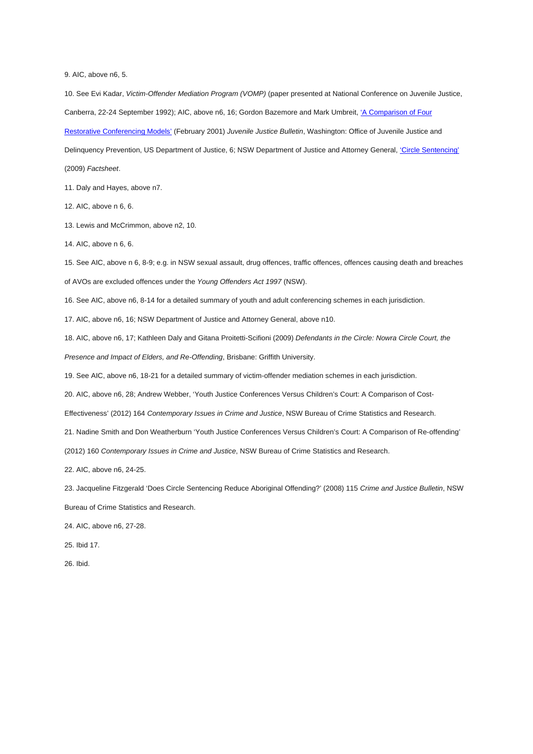9. AIC, above n6, 5.

10. See Evi Kadar, *Victim-Offender Mediation Program (VOMP)* (paper presented at National Conference on Juvenile Justice, Canberra, 22-24 September 1992); AIC, above n6, 16; Gordon Bazemore and Mark Umbreit, 'A Comparison of Four Restorative Conferencing Models' (February 2001) *Juvenile Justice Bulletin*, Washington: Office of Juvenile Justice and Delinquency Prevention, US Department of Justice, 6; NSW Department of Justice and Attorney General, 'Circle Sentencing' (2009) *Factsheet*.

11. Daly and Hayes, above n7.

12. AIC, above n 6, 6.

13. Lewis and McCrimmon, above n2, 10.

14. AIC, above n 6, 6.

15. See AIC, above n 6, 8-9; e.g. in NSW sexual assault, drug offences, traffic offences, offences causing death and breaches of AVOs are excluded offences under the *Young Offenders Act 1997* (NSW).

16. See AIC, above n6, 8-14 for a detailed summary of youth and adult conferencing schemes in each jurisdiction.

17. AIC, above n6, 16; NSW Department of Justice and Attorney General, above n10.

18. AIC, above n6, 17; Kathleen Daly and Gitana Proitetti-Scifioni (2009) *Defendants in the Circle: Nowra Circle Court, the Presence and Impact of Elders, and Re-Offending*, Brisbane: Griffith University.

19. See AIC, above n6, 18-21 for a detailed summary of victim-offender mediation schemes in each jurisdiction.

20. AIC, above n6, 28; Andrew Webber, 'Youth Justice Conferences Versus Children's Court: A Comparison of Cost-Effectiveness' (2012) 164 *Contemporary Issues in Crime and Justice*, NSW Bureau of Crime Statistics and Research.

21. Nadine Smith and Don Weatherburn 'Youth Justice Conferences Versus Children's Court: A Comparison of Re-offending' (2012) 160 *Contemporary Issues in Crime and Justice*, NSW Bureau of Crime Statistics and Research.

22. AIC, above n6, 24-25.

23. Jacqueline Fitzgerald 'Does Circle Sentencing Reduce Aboriginal Offending?' (2008) 115 *Crime and Justice Bulletin*, NSW Bureau of Crime Statistics and Research.

24. AIC, above n6, 27-28.

25. Ibid 17.

26. Ibid.